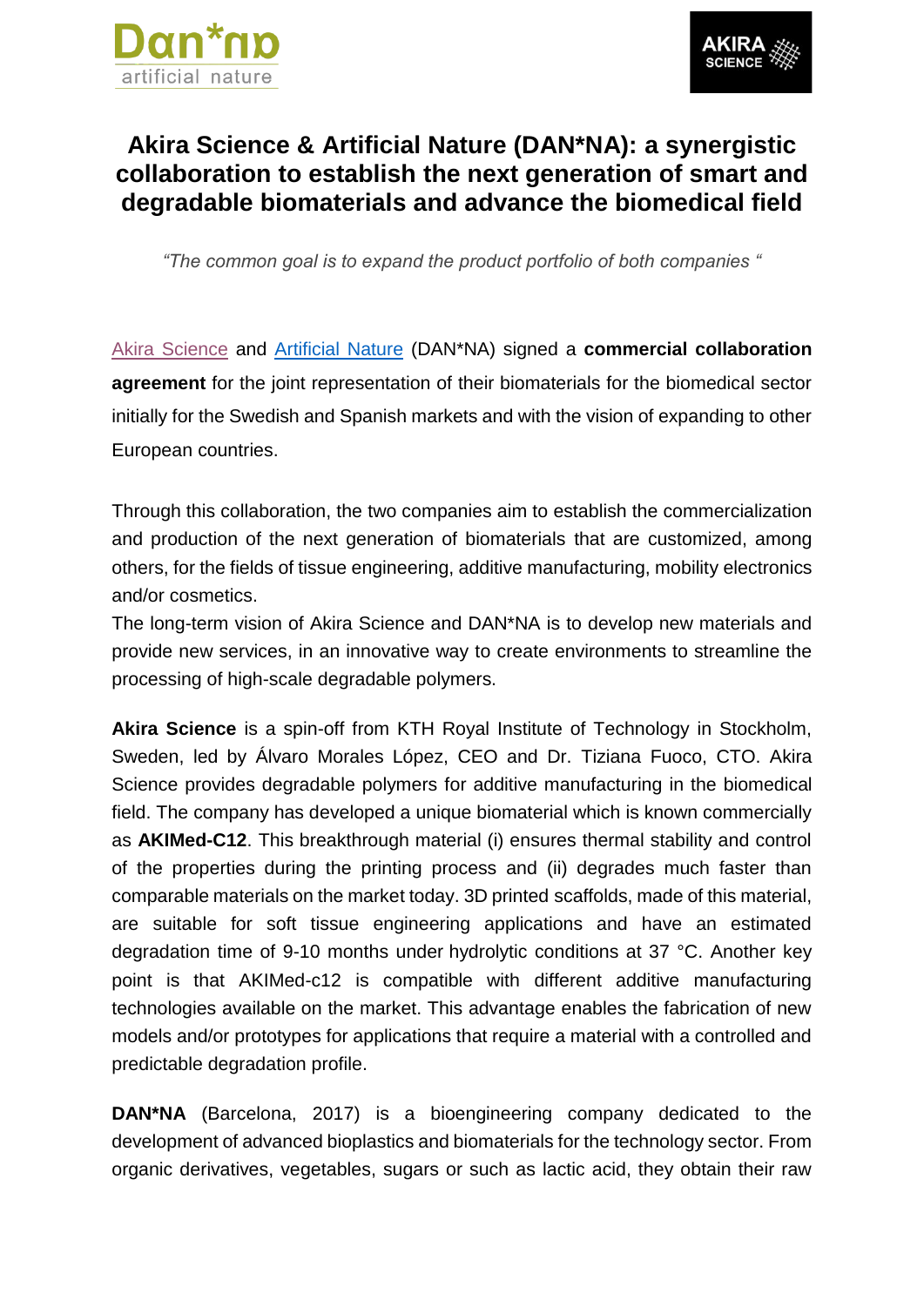# Akira Science & Artificial Nature (DAN*NA): a synergistic collaboration to establish the next generation of smart and degradable biomaterials and advance the biomedical field

*"The common goal is to expand the product portfolio of both companies "*

Akira Science and Artificial Nature (DAN*NA) signed a **commercial collaboration agreement** for the joint representation of their biomaterials for the biomedical sector initially for the Swedish and Spanish markets and with the vision of expanding to other European countries.

Through this collaboration, the two companies aim to establish the commercialization and production of the next generation of biomaterials that are customized, among others, for the fields of tissue engineering, additive manufacturing, mobility electronics and/or cosmetics.

The long-term vision of Akira Science and DAN*NA is to develop new materials and provide new services, in an innovative way to create environments to streamline the processing of high-scale degradable polymers.

**Akira Science** is a spin-off from KTH Royal Institute of Technology in Stockholm, Sweden, led by Álvaro Morales López, CEO and Dr. Tiziana Fuoco, CTO. Akira Science provides degradable polymers for additive manufacturing in the biomedical field. The company has developed a unique biomaterial which is known commercially as **AKIMed-C12**. This breakthrough material (i) ensures thermal stability and control of the properties during the printing process and (ii) degrades much faster than comparable materials on the market today. 3D printed scaffolds, made of this material, are suitable for soft tissue engineering applications and have an estimated degradation time of 9-10 months under hydrolytic conditions at 37 °C. Another key point is that AKIMed-c12 is compatible with different additive manufacturing technologies available on the market. This advantage enables the fabrication of new models and/or prototypes for applications that require a material with a controlled and predictable degradation profile.

**DAN*NA** (Barcelona, 2017) is a bioengineering company dedicated to the development of advanced bioplastics and biomaterials for the technology sector. From organic derivatives, vegetables, sugars or such as lactic acid, they obtain their raw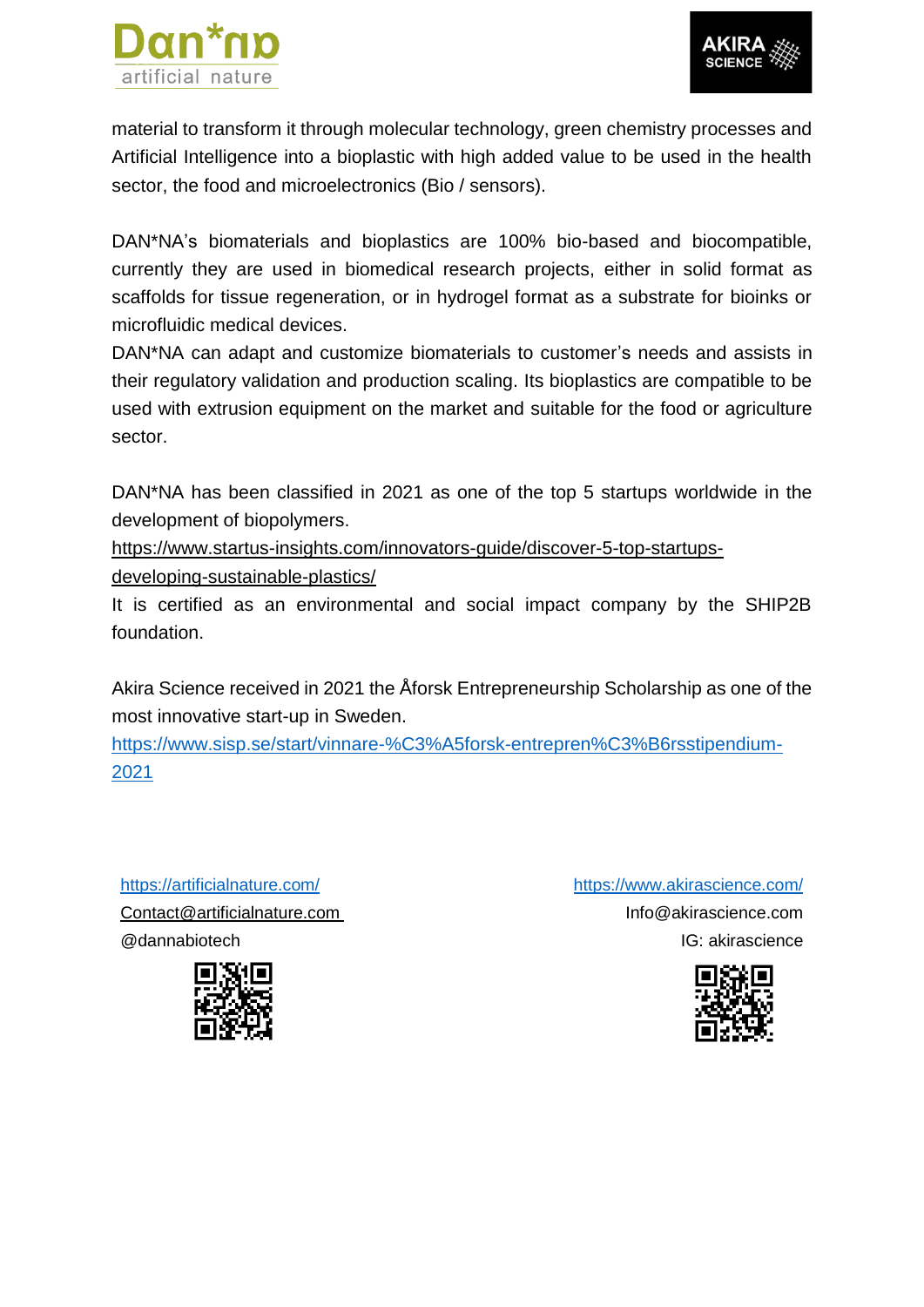material to transform it through molecular technology, green chemistry processes and Artificial Intelligence into a bioplastic with high added value to be used in the health sector, the food and microelectronics (Bio / sensors).

DAN*NA's biomaterials and bioplastics are 100% bio-based and biocompatible, currently they are used in biomedical research projects, either in solid format as scaffolds for tissue regeneration, or in hydrogel format as a substrate for bioinks or microfluidic medical devices.

DAN*NA can adapt and customize biomaterials to customer's needs and assists in their regulatory validation and production scaling. Its bioplastics are compatible to be used with extrusion equipment on the market and suitable for the food or agriculture sector.

DAN*NA has been classified in 2021 as one of the top 5 startups worldwide in the development of biopolymers.
https://www.startus-insights.com/innovators-guide/discover-5-top-startups-developing-sustainable-plastics/
It is certified as an environmental and social impact company by the SHIP2B foundation.

Akira Science received in 2021 the Åforsk Entrepreneurship Scholarship as one of the most innovative start-up in Sweden.
https://www.sisp.se/start/vinnare-%C3%A5forsk-entrepren%C3%B6rsstipendium-2021

https://artificialnature.com/
Contact@artificialnature.com
@dannabiotech

https://www.akirascience.com/
Info@akirascience.com
IG: akirascience